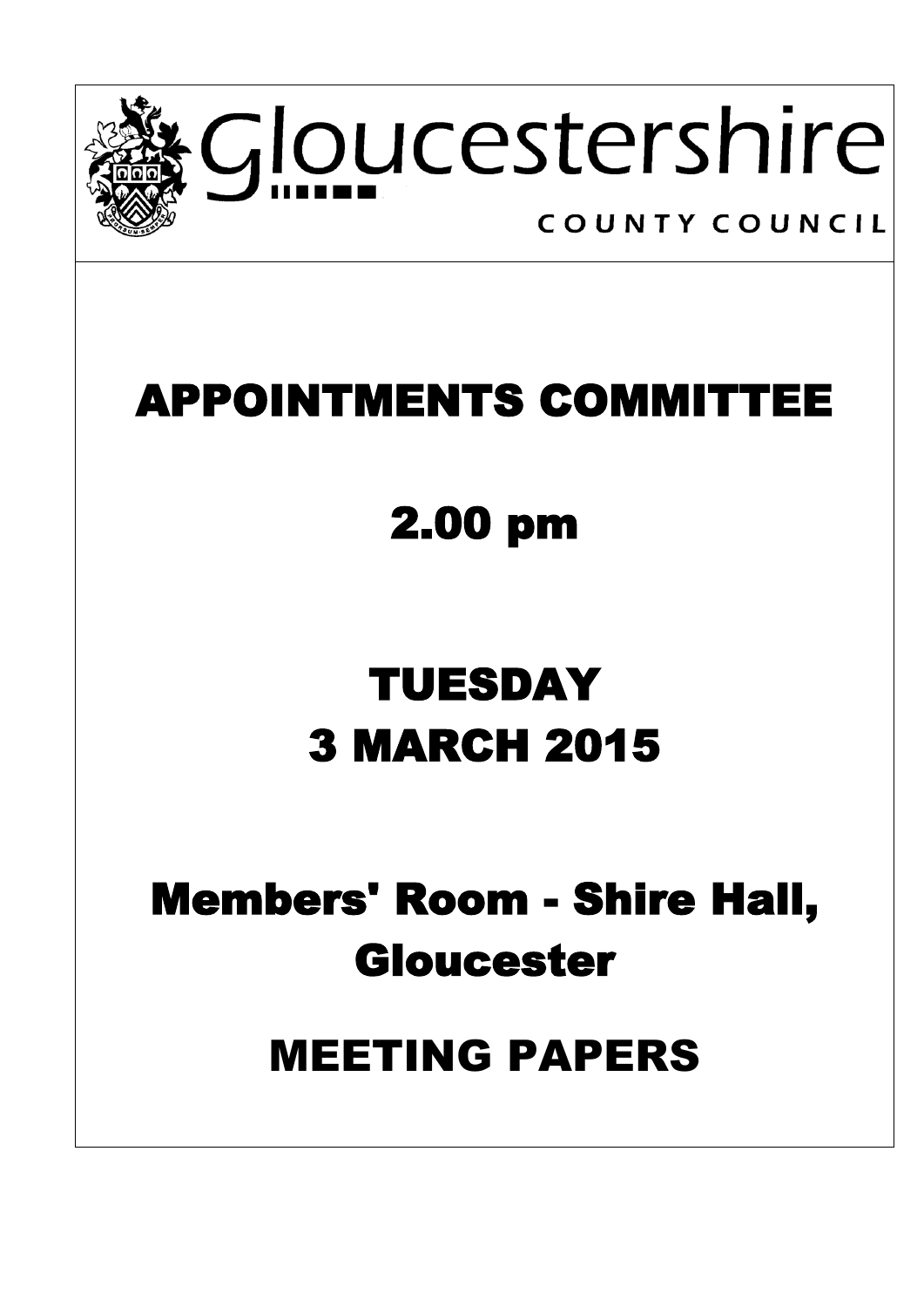Gloucestershire

COUNTY COUNCIL

# APPOINTMENTS COMMITTEE

# 2.00 pm

# TUESDAY
# 3 MARCH 2015

# Members' Room - Shire Hall, Gloucester

# MEETING PAPERS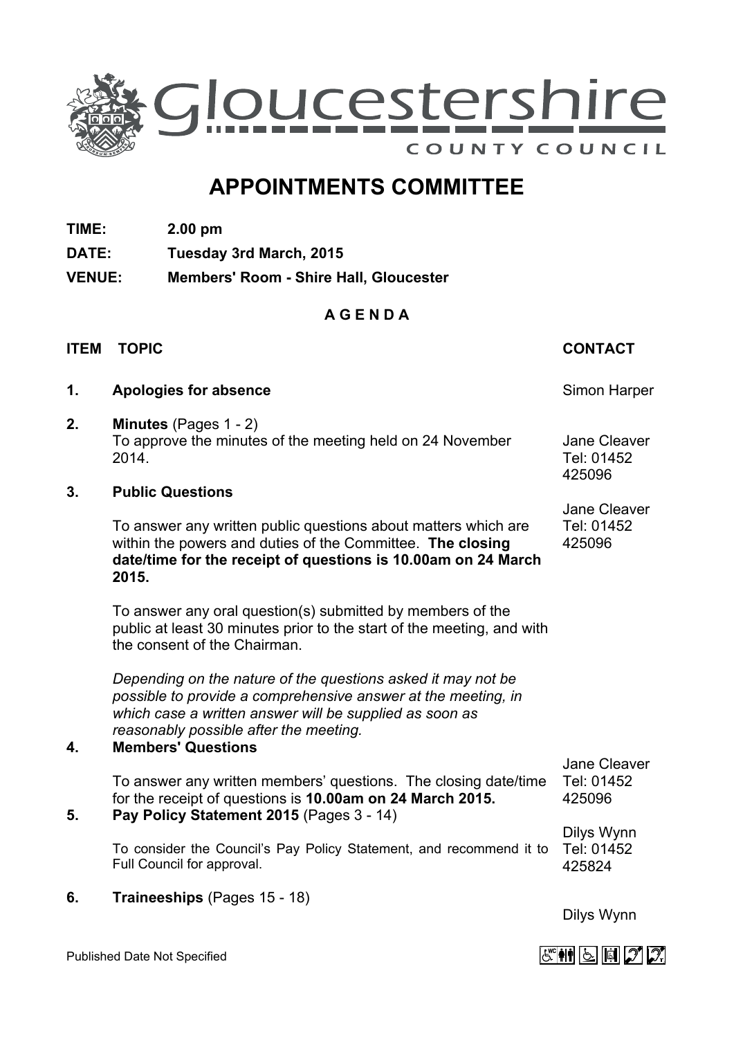Gloucestershire COUNTY COUNCIL

# APPOINTMENTS COMMITTEE

**TIME:** 2.00 pm

**DATE:** Tuesday 3rd March, 2015

**VENUE:** Members' Room - Shire Hall, Gloucester

## A G E N D A

| ITEM | TOPIC | CONTACT |
|---|---|---|
| **1.** | **Apologies for absence** | Simon Harper |
| **2.** | **Minutes** (Pages 1 - 2)<br>To approve the minutes of the meeting held on 24 November 2014. | Jane Cleaver<br>Tel: 01452 425096 |
| **3.** | **Public Questions**<br><br>To answer any written public questions about matters which are within the powers and duties of the Committee. **The closing date/time for the receipt of questions is 10.00am on 24 March 2015.**<br><br>To answer any oral question(s) submitted by members of the public at least 30 minutes prior to the start of the meeting, and with the consent of the Chairman.<br><br>*Depending on the nature of the questions asked it may not be possible to provide a comprehensive answer at the meeting, in which case a written answer will be supplied as soon as reasonably possible after the meeting.* | Jane Cleaver<br>Tel: 01452 425096 |
| **4.** | **Members' Questions**<br><br>To answer any written members' questions. The closing date/time for the receipt of questions is **10.00am on 24 March 2015.** | Jane Cleaver<br>Tel: 01452 425096 |
| **5.** | **Pay Policy Statement 2015** (Pages 3 - 14)<br><br>To consider the Council's Pay Policy Statement, and recommend it to Full Council for approval. | Dilys Wynn<br>Tel: 01452 425824 |
| **6.** | **Traineeships** (Pages 15 - 18) | Dilys Wynn |

Published Date Not Specified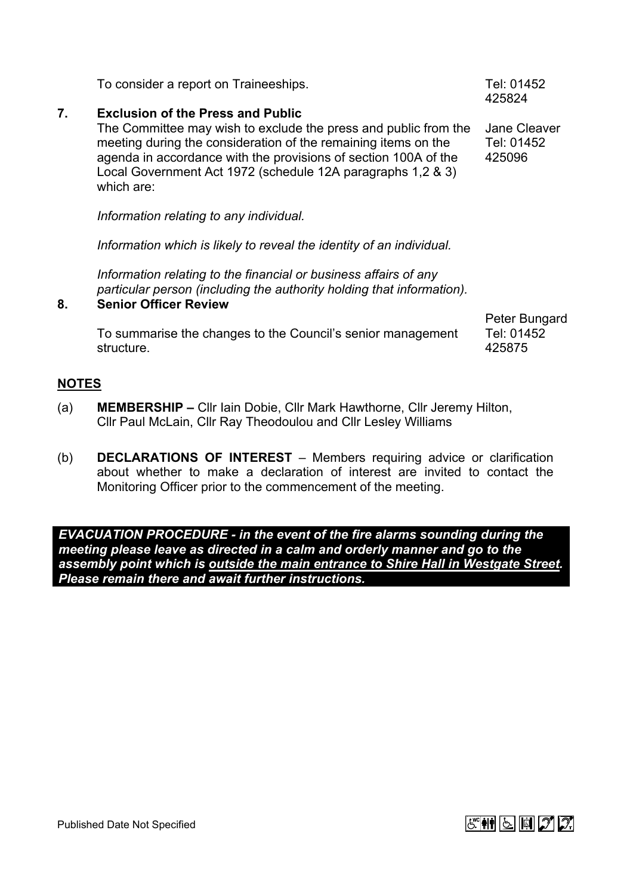To consider a report on Traineeships. Tel: 01452 425824

**7. Exclusion of the Press and Public**

The Committee may wish to exclude the press and public from the meeting during the consideration of the remaining items on the agenda in accordance with the provisions of section 100A of the Local Government Act 1972 (schedule 12A paragraphs 1,2 & 3) which are:

Jane Cleaver
Tel: 01452 425096

*Information relating to any individual.*

*Information which is likely to reveal the identity of an individual.*

*Information relating to the financial or business affairs of any particular person (including the authority holding that information).*

**8. Senior Officer Review**

To summarise the changes to the Council's senior management structure.

Peter Bungard
Tel: 01452 425875

## NOTES

(a) **MEMBERSHIP –** Cllr Iain Dobie, Cllr Mark Hawthorne, Cllr Jeremy Hilton, Cllr Paul McLain, Cllr Ray Theodoulou and Cllr Lesley Williams

(b) **DECLARATIONS OF INTEREST** – Members requiring advice or clarification about whether to make a declaration of interest are invited to contact the Monitoring Officer prior to the commencement of the meeting.

***EVACUATION PROCEDURE - in the event of the fire alarms sounding during the meeting please leave as directed in a calm and orderly manner and go to the assembly point which is outside the main entrance to Shire Hall in Westgate Street. Please remain there and await further instructions.***

Published Date Not Specified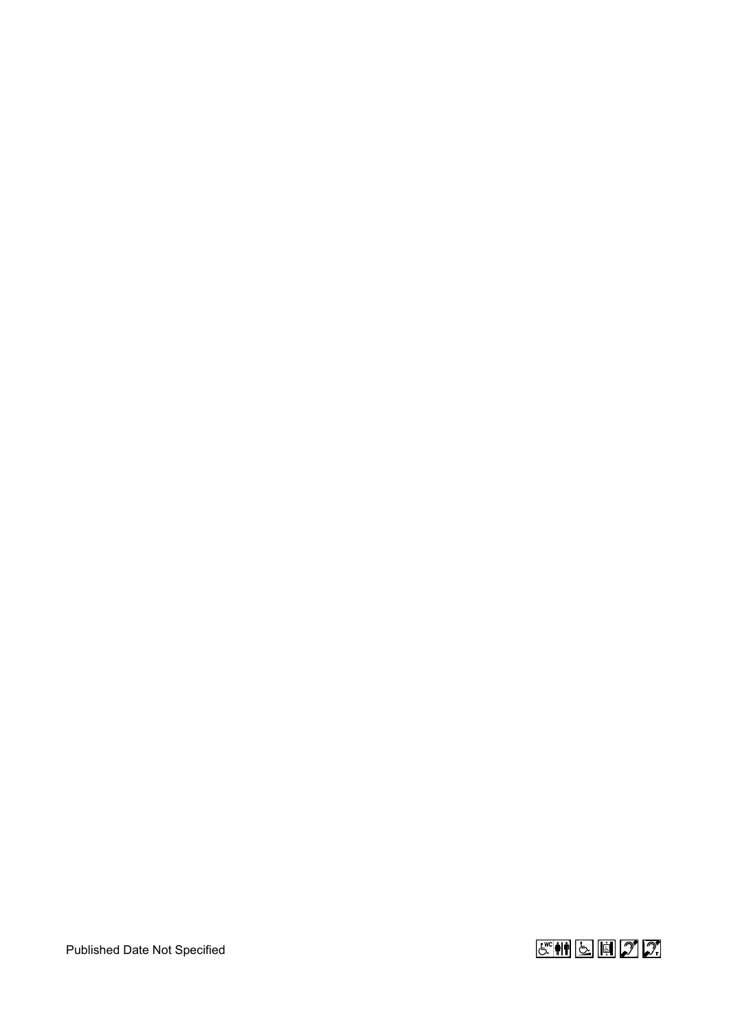Published Date Not Specified